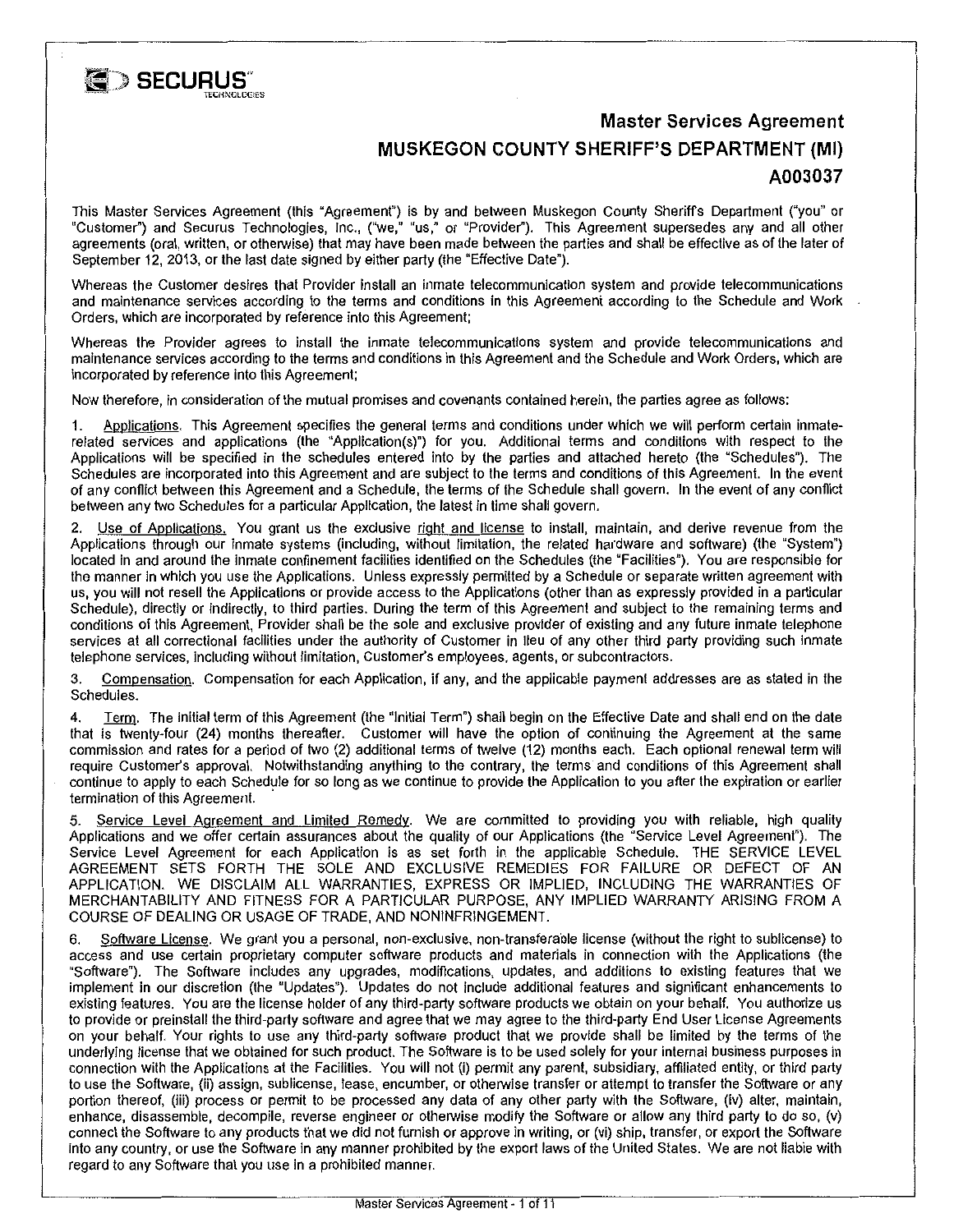SECURUS TECHNOLOGIES

# Master Services Agreement
## MUSKEGON COUNTY SHERIFF'S DEPARTMENT (MI)
## A003037

This Master Services Agreement (this "Agreement") is by and between Muskegon County Sheriffs Department ("you" or "Customer") and Securus Technologies, Inc., ("we," "us," or "Provider"). This Agreement supersedes any and all other agreements (oral, written, or otherwise) that may have been made between the parties and shall be effective as of the later of September 12, 2013, or the last date signed by either party (the "Effective Date").

Whereas the Customer desires that Provider install an inmate telecommunication system and provide telecommunications and maintenance services according to the terms and conditions in this Agreement according to the Schedule and Work Orders, which are incorporated by reference into this Agreement;

Whereas the Provider agrees to install the inmate telecommunications system and provide telecommunications and maintenance services according to the terms and conditions in this Agreement and the Schedule and Work Orders, which are incorporated by reference into this Agreement;

Now therefore, in consideration of the mutual promises and covenants contained herein, the parties agree as follows:

1. Applications. This Agreement specifies the general terms and conditions under which we will perform certain inmate-related services and applications (the "Application(s)") for you. Additional terms and conditions with respect to the Applications will be specified in the schedules entered into by the parties and attached hereto (the "Schedules"). The Schedules are incorporated into this Agreement and are subject to the terms and conditions of this Agreement. In the event of any conflict between this Agreement and a Schedule, the terms of the Schedule shall govern. In the event of any conflict between any two Schedules for a particular Application, the latest in time shall govern.

2. Use of Applications. You grant us the exclusive right and license to install, maintain, and derive revenue from the Applications through our inmate systems (including, without limitation, the related hardware and software) (the "System") located in and around the inmate confinement facilities identified on the Schedules (the "Facilities"). You are responsible for the manner in which you use the Applications. Unless expressly permitted by a Schedule or separate written agreement with us, you will not resell the Applications or provide access to the Applications (other than as expressly provided in a particular Schedule), directly or indirectly, to third parties. During the term of this Agreement and subject to the remaining terms and conditions of this Agreement, Provider shall be the sole and exclusive provider of existing and any future inmate telephone services at all correctional facilities under the authority of Customer in lieu of any other third party providing such inmate telephone services, including without limitation, Customer's employees, agents, or subcontractors.

3. Compensation. Compensation for each Application, if any, and the applicable payment addresses are as stated in the Schedules.

4. Term. The initial term of this Agreement (the "Initial Term") shall begin on the Effective Date and shall end on the date that is twenty-four (24) months thereafter. Customer will have the option of continuing the Agreement at the same commission and rates for a period of two (2) additional terms of twelve (12) months each. Each optional renewal term will require Customer's approval. Notwithstanding anything to the contrary, the terms and conditions of this Agreement shall continue to apply to each Schedule for so long as we continue to provide the Application to you after the expiration or earlier termination of this Agreement.

5. Service Level Agreement and Limited Remedy. We are committed to providing you with reliable, high quality Applications and we offer certain assurances about the quality of our Applications (the "Service Level Agreement"). The Service Level Agreement for each Application is as set forth in the applicable Schedule. THE SERVICE LEVEL AGREEMENT SETS FORTH THE SOLE AND EXCLUSIVE REMEDIES FOR FAILURE OR DEFECT OF AN APPLICATION. WE DISCLAIM ALL WARRANTIES, EXPRESS OR IMPLIED, INCLUDING THE WARRANTIES OF MERCHANTABILITY AND FITNESS FOR A PARTICULAR PURPOSE, ANY IMPLIED WARRANTY ARISING FROM A COURSE OF DEALING OR USAGE OF TRADE, AND NONINFRINGEMENT.

6. Software License. We grant you a personal, non-exclusive, non-transferable license (without the right to sublicense) to access and use certain proprietary computer software products and materials in connection with the Applications (the "Software"). The Software includes any upgrades, modifications, updates, and additions to existing features that we implement in our discretion (the "Updates"). Updates do not include additional features and significant enhancements to existing features. You are the license holder of any third-party software products we obtain on your behalf. You authorize us to provide or preinstall the third-party software and agree that we may agree to the third-party End User License Agreements on your behalf. Your rights to use any third-party software product that we provide shall be limited by the terms of the underlying license that we obtained for such product. The Software is to be used solely for your internal business purposes in connection with the Applications at the Facilities. You will not (i) permit any parent, subsidiary, affiliated entity, or third party to use the Software, (ii) assign, sublicense, lease, encumber, or otherwise transfer or attempt to transfer the Software or any portion thereof, (iii) process or permit to be processed any data of any other party with the Software, (iv) alter, maintain, enhance, disassemble, decompile, reverse engineer or otherwise modify the Software or allow any third party to do so, (v) connect the Software to any products that we did not furnish or approve in writing, or (vi) ship, transfer, or export the Software into any country, or use the Software in any manner prohibited by the export laws of the United States. We are not liable with regard to any Software that you use in a prohibited manner.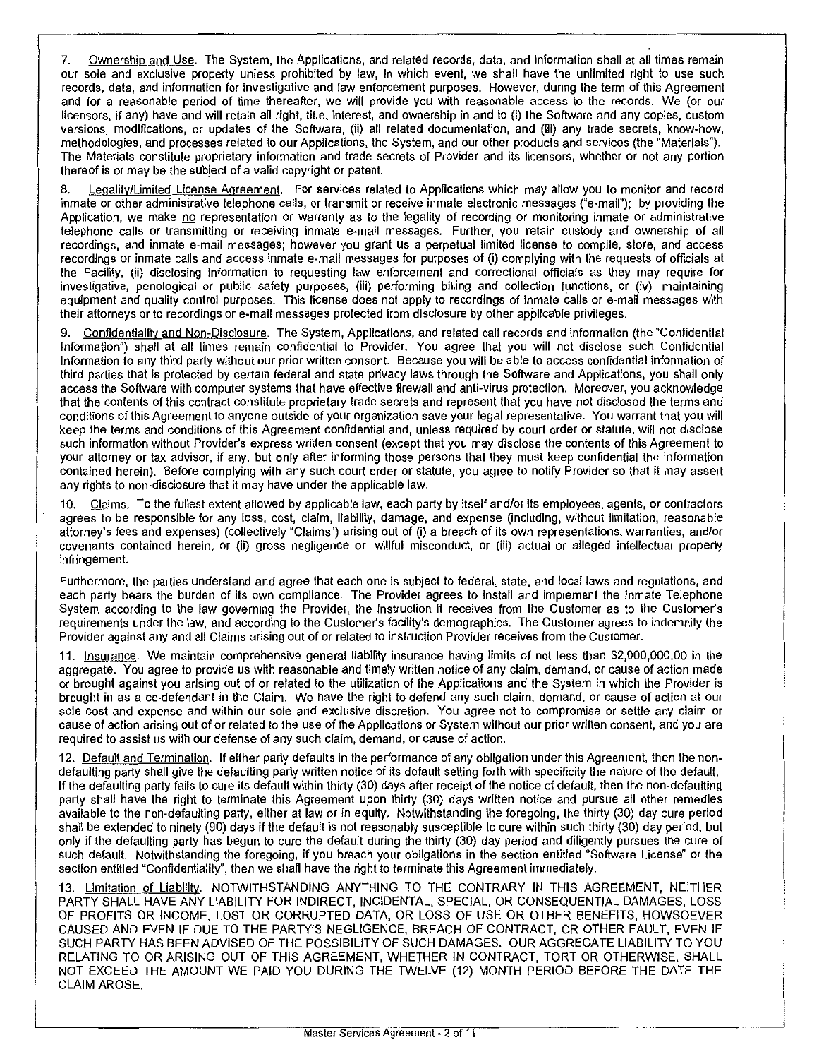7. Ownership and Use. The System, the Applications, and related records, data, and information shall at all times remain our sole and exclusive property unless prohibited by law, in which event, we shall have the unlimited right to use such records, data, and information for investigative and law enforcement purposes. However, during the term of this Agreement and for a reasonable period of time thereafter, we will provide you with reasonable access to the records. We (or our licensors, if any) have and will retain all right, title, interest, and ownership in and to (i) the Software and any copies, custom versions, modifications, or updates of the Software, (ii) all related documentation, and (iii) any trade secrets, know-how, methodologies, and processes related to our Applications, the System, and our other products and services (the "Materials"). The Materials constitute proprietary information and trade secrets of Provider and its licensors, whether or not any portion thereof is or may be the subject of a valid copyright or patent.

8. Legality/Limited License Agreement. For services related to Applications which may allow you to monitor and record inmate or other administrative telephone calls, or transmit or receive inmate electronic messages ("e-mail"); by providing the Application, we make no representation or warranty as to the legality of recording or monitoring inmate or administrative telephone calls or transmitting or receiving inmate e-mail messages. Further, you retain custody and ownership of all recordings, and inmate e-mail messages; however you grant us a perpetual limited license to compile, store, and access recordings or inmate calls and access inmate e-mail messages for purposes of (i) complying with the requests of officials at the Facility, (ii) disclosing information to requesting law enforcement and correctional officials as they may require for investigative, penological or public safety purposes, (iii) performing billing and collection functions, or (iv) maintaining equipment and quality control purposes. This license does not apply to recordings of inmate calls or e-mail messages with their attorneys or to recordings or e-mail messages protected from disclosure by other applicable privileges.

9. Confidentiality and Non-Disclosure. The System, Applications, and related call records and information (the "Confidential Information") shall at all times remain confidential to Provider. You agree that you will not disclose such Confidential Information to any third party without our prior written consent. Because you will be able to access confidential information of third parties that is protected by certain federal and state privacy laws through the Software and Applications, you shall only access the Software with computer systems that have effective firewall and anti-virus protection. Moreover, you acknowledge that the contents of this contract constitute proprietary trade secrets and represent that you have not disclosed the terms and conditions of this Agreement to anyone outside of your organization save your legal representative. You warrant that you will keep the terms and conditions of this Agreement confidential and, unless required by court order or statute, will not disclose such information without Provider's express written consent (except that you may disclose the contents of this Agreement to your attorney or tax advisor, if any, but only after informing those persons that they must keep confidential the information contained herein). Before complying with any such court order or statute, you agree to notify Provider so that it may assert any rights to non-disclosure that it may have under the applicable law.

10. Claims. To the fullest extent allowed by applicable law, each party by itself and/or its employees, agents, or contractors agrees to be responsible for any loss, cost, claim, liability, damage, and expense (including, without limitation, reasonable attorney's fees and expenses) (collectively "Claims") arising out of (i) a breach of its own representations, warranties, and/or covenants contained herein, or (ii) gross negligence or willful misconduct, or (iii) actual or alleged intellectual property infringement.

Furthermore, the parties understand and agree that each one is subject to federal, state, and local laws and regulations, and each party bears the burden of its own compliance. The Provider agrees to install and implement the Inmate Telephone System according to the law governing the Provider, the instruction it receives from the Customer as to the Customer's requirements under the law, and according to the Customer's facility's demographics. The Customer agrees to indemnify the Provider against any and all Claims arising out of or related to instruction Provider receives from the Customer.

11. Insurance. We maintain comprehensive general liability insurance having limits of not less than $2,000,000.00 in the aggregate. You agree to provide us with reasonable and timely written notice of any claim, demand, or cause of action made or brought against you arising out of or related to the utilization of the Applications and the System in which the Provider is brought in as a co-defendant in the Claim. We have the right to defend any such claim, demand, or cause of action at our sole cost and expense and within our sole and exclusive discretion. You agree not to compromise or settle any claim or cause of action arising out of or related to the use of the Applications or System without our prior written consent, and you are required to assist us with our defense of any such claim, demand, or cause of action.

12. Default and Termination. If either party defaults in the performance of any obligation under this Agreement, then the non-defaulting party shall give the defaulting party written notice of its default setting forth with specificity the nature of the default. If the defaulting party fails to cure its default within thirty (30) days after receipt of the notice of default, then the non-defaulting party shall have the right to terminate this Agreement upon thirty (30) days written notice and pursue all other remedies available to the non-defaulting party, either at law or in equity. Notwithstanding the foregoing, the thirty (30) day cure period shall be extended to ninety (90) days if the default is not reasonably susceptible to cure within such thirty (30) day period, but only if the defaulting party has begun to cure the default during the thirty (30) day period and diligently pursues the cure of such default. Notwithstanding the foregoing, if you breach your obligations in the section entitled "Software License" or the section entitled "Confidentiality", then we shall have the right to terminate this Agreement immediately.

13. Limitation of Liability. NOTWITHSTANDING ANYTHING TO THE CONTRARY IN THIS AGREEMENT, NEITHER PARTY SHALL HAVE ANY LIABILITY FOR INDIRECT, INCIDENTAL, SPECIAL, OR CONSEQUENTIAL DAMAGES, LOSS OF PROFITS OR INCOME, LOST OR CORRUPTED DATA, OR LOSS OF USE OR OTHER BENEFITS, HOWSOEVER CAUSED AND EVEN IF DUE TO THE PARTY'S NEGLIGENCE, BREACH OF CONTRACT, OR OTHER FAULT, EVEN IF SUCH PARTY HAS BEEN ADVISED OF THE POSSIBILITY OF SUCH DAMAGES. OUR AGGREGATE LIABILITY TO YOU RELATING TO OR ARISING OUT OF THIS AGREEMENT, WHETHER IN CONTRACT, TORT OR OTHERWISE, SHALL NOT EXCEED THE AMOUNT WE PAID YOU DURING THE TWELVE (12) MONTH PERIOD BEFORE THE DATE THE CLAIM AROSE.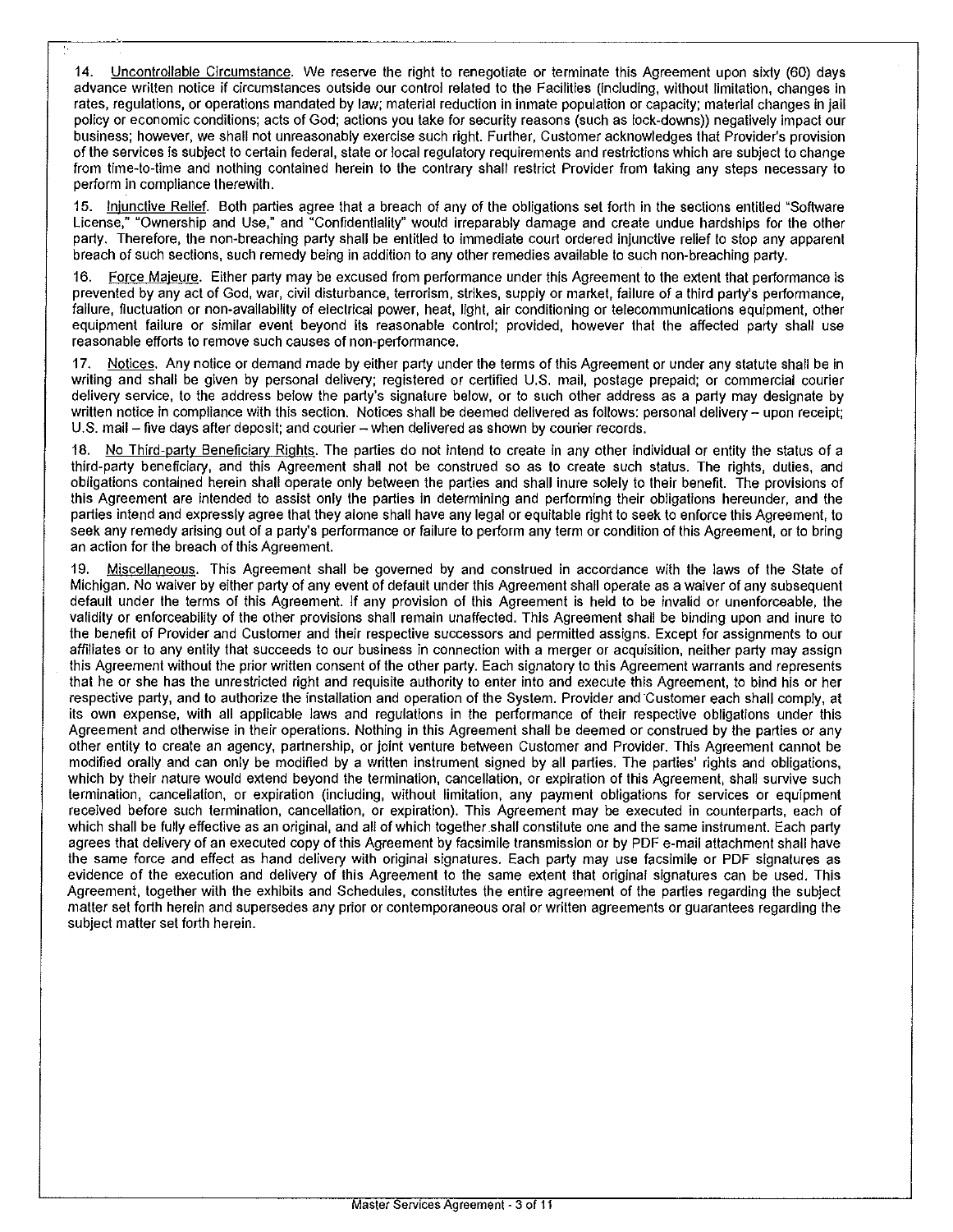14. Uncontrollable Circumstance. We reserve the right to renegotiate or terminate this Agreement upon sixty (60) days advance written notice if circumstances outside our control related to the Facilities (including, without limitation, changes in rates, regulations, or operations mandated by law; material reduction in inmate population or capacity; material changes in jail policy or economic conditions; acts of God; actions you take for security reasons (such as lock-downs)) negatively impact our business; however, we shall not unreasonably exercise such right. Further, Customer acknowledges that Provider's provision of the services is subject to certain federal, state or local regulatory requirements and restrictions which are subject to change from time-to-time and nothing contained herein to the contrary shall restrict Provider from taking any steps necessary to perform in compliance therewith.

15. Injunctive Relief. Both parties agree that a breach of any of the obligations set forth in the sections entitled "Software License," "Ownership and Use," and "Confidentiality" would irreparably damage and create undue hardships for the other party. Therefore, the non-breaching party shall be entitled to immediate court ordered injunctive relief to stop any apparent breach of such sections, such remedy being in addition to any other remedies available to such non-breaching party.

16. Force Majeure. Either party may be excused from performance under this Agreement to the extent that performance is prevented by any act of God, war, civil disturbance, terrorism, strikes, supply or market, failure of a third party's performance, failure, fluctuation or non-availability of electrical power, heat, light, air conditioning or telecommunications equipment, other equipment failure or similar event beyond its reasonable control; provided, however that the affected party shall use reasonable efforts to remove such causes of non-performance.

17. Notices. Any notice or demand made by either party under the terms of this Agreement or under any statute shall be in writing and shall be given by personal delivery; registered or certified U.S. mail, postage prepaid; or commercial courier delivery service, to the address below the party's signature below, or to such other address as a party may designate by written notice in compliance with this section. Notices shall be deemed delivered as follows: personal delivery – upon receipt; U.S. mail – five days after deposit; and courier – when delivered as shown by courier records.

18. No Third-party Beneficiary Rights. The parties do not intend to create in any other individual or entity the status of a third-party beneficiary, and this Agreement shall not be construed so as to create such status. The rights, duties, and obligations contained herein shall operate only between the parties and shall inure solely to their benefit. The provisions of this Agreement are intended to assist only the parties in determining and performing their obligations hereunder, and the parties intend and expressly agree that they alone shall have any legal or equitable right to seek to enforce this Agreement, to seek any remedy arising out of a party's performance or failure to perform any term or condition of this Agreement, or to bring an action for the breach of this Agreement.

19. Miscellaneous. This Agreement shall be governed by and construed in accordance with the laws of the State of Michigan. No waiver by either party of any event of default under this Agreement shall operate as a waiver of any subsequent default under the terms of this Agreement. If any provision of this Agreement is held to be invalid or unenforceable, the validity or enforceability of the other provisions shall remain unaffected. This Agreement shall be binding upon and inure to the benefit of Provider and Customer and their respective successors and permitted assigns. Except for assignments to our affiliates or to any entity that succeeds to our business in connection with a merger or acquisition, neither party may assign this Agreement without the prior written consent of the other party. Each signatory to this Agreement warrants and represents that he or she has the unrestricted right and requisite authority to enter into and execute this Agreement, to bind his or her respective party, and to authorize the installation and operation of the System. Provider and Customer each shall comply, at its own expense, with all applicable laws and regulations in the performance of their respective obligations under this Agreement and otherwise in their operations. Nothing in this Agreement shall be deemed or construed by the parties or any other entity to create an agency, partnership, or joint venture between Customer and Provider. This Agreement cannot be modified orally and can only be modified by a written instrument signed by all parties. The parties' rights and obligations, which by their nature would extend beyond the termination, cancellation, or expiration of this Agreement, shall survive such termination, cancellation, or expiration (including, without limitation, any payment obligations for services or equipment received before such termination, cancellation, or expiration). This Agreement may be executed in counterparts, each of which shall be fully effective as an original, and all of which together shall constitute one and the same instrument. Each party agrees that delivery of an executed copy of this Agreement by facsimile transmission or by PDF e-mail attachment shall have the same force and effect as hand delivery with original signatures. Each party may use facsimile or PDF signatures as evidence of the execution and delivery of this Agreement to the same extent that original signatures can be used. This Agreement, together with the exhibits and Schedules, constitutes the entire agreement of the parties regarding the subject matter set forth herein and supersedes any prior or contemporaneous oral or written agreements or guarantees regarding the subject matter set forth herein.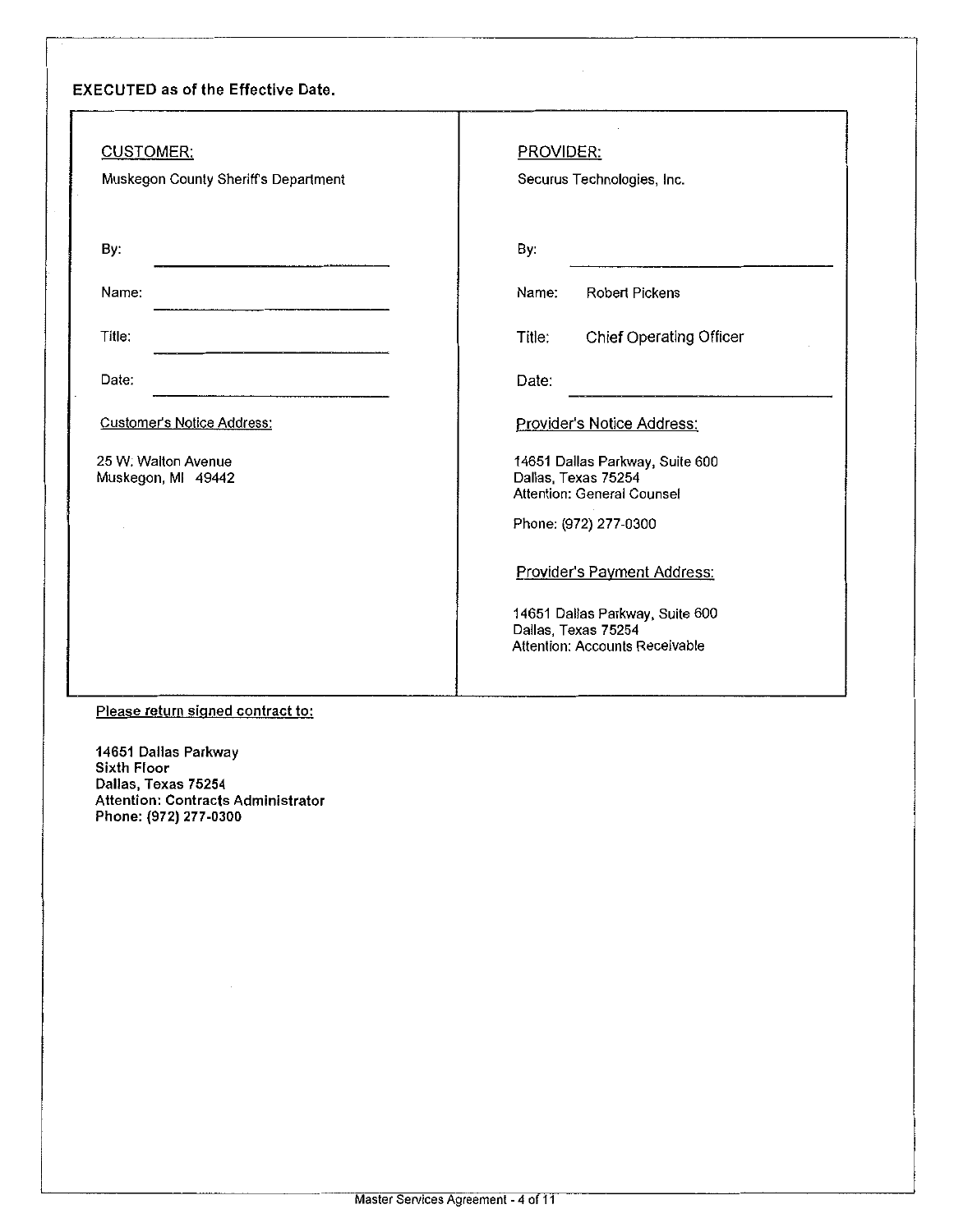**EXECUTED as of the Effective Date.**

| CUSTOMER: | PROVIDER: |
|---|---|
| Muskegon County Sheriff's Department | Securus Technologies, Inc. |
| By: \_\_\_\_\_\_\_\_\_\_\_\_\_\_\_\_\_\_\_\_ | By: \_\_\_\_\_\_\_\_\_\_\_\_\_\_\_\_\_\_\_\_ |
| Name: \_\_\_\_\_\_\_\_\_\_\_\_\_\_\_\_\_\_\_\_ | Name: Robert Pickens |
| Title: \_\_\_\_\_\_\_\_\_\_\_\_\_\_\_\_\_\_\_\_ | Title: Chief Operating Officer |
| Date: \_\_\_\_\_\_\_\_\_\_\_\_\_\_\_\_\_\_\_\_ | Date: \_\_\_\_\_\_\_\_\_\_\_\_\_\_\_\_\_\_\_\_ |
| Customer's Notice Address: | Provider's Notice Address: |
| 25 W. Walton Avenue<br>Muskegon, MI 49442 | 14651 Dallas Parkway, Suite 600<br>Dallas, Texas 75254<br>Attention: General Counsel<br><br>Phone: (972) 277-0300 |
| | Provider's Payment Address: |
| | 14651 Dallas Parkway, Suite 600<br>Dallas, Texas 75254<br>Attention: Accounts Receivable |

**Please return signed contract to:**

**14651 Dallas Parkway**
**Sixth Floor**
**Dallas, Texas 75254**
**Attention: Contracts Administrator**
**Phone: (972) 277-0300**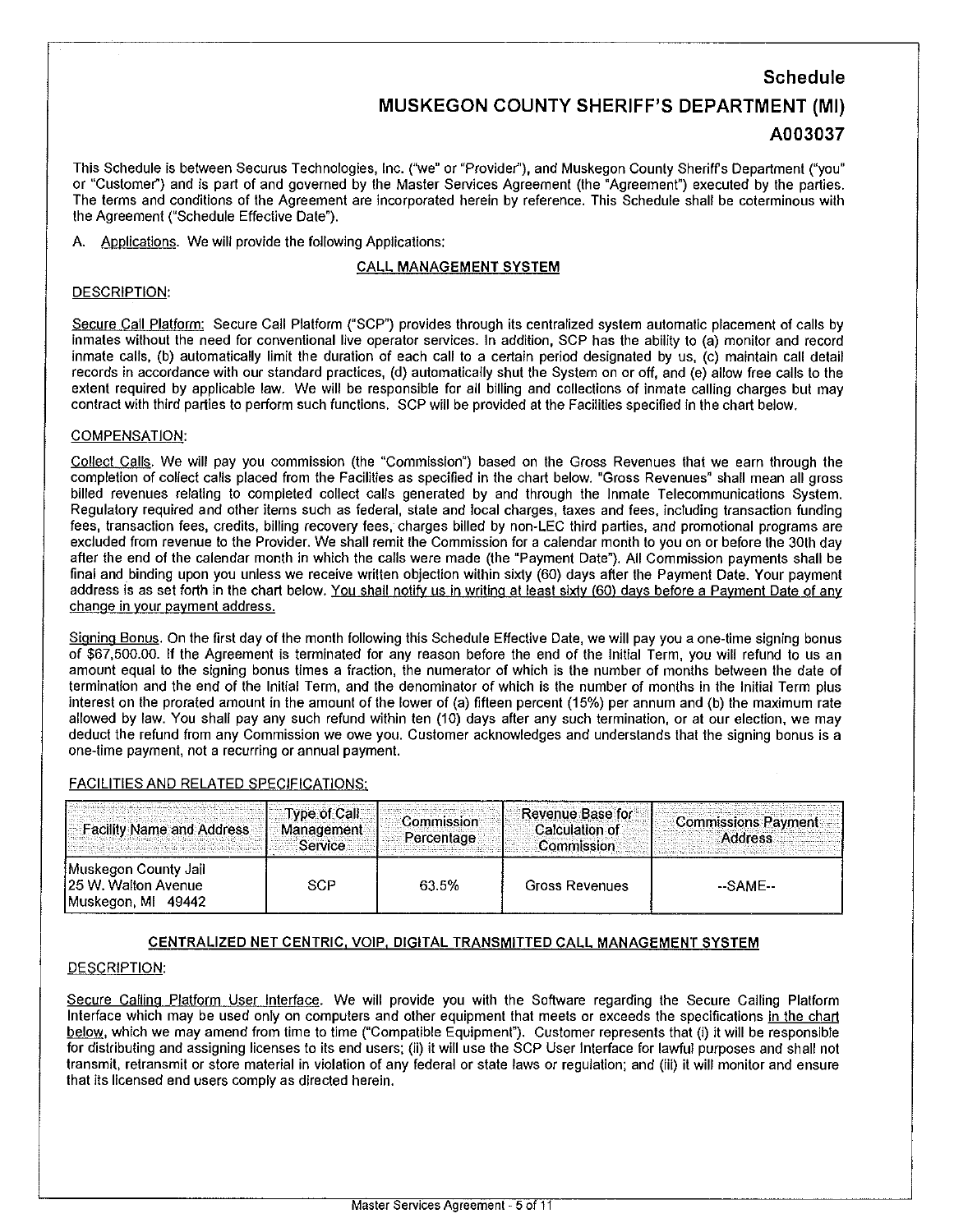# Schedule

## MUSKEGON COUNTY SHERIFF'S DEPARTMENT (MI)

## A003037

This Schedule is between Securus Technologies, Inc. ("we" or "Provider"), and Muskegon County Sheriff's Department ("you" or "Customer") and is part of and governed by the Master Services Agreement (the "Agreement") executed by the parties. The terms and conditions of the Agreement are incorporated herein by reference. This Schedule shall be coterminous with the Agreement ("Schedule Effective Date").

A. Applications. We will provide the following Applications:

### CALL MANAGEMENT SYSTEM

DESCRIPTION:

Secure Call Platform: Secure Call Platform ("SCP") provides through its centralized system automatic placement of calls by inmates without the need for conventional live operator services. In addition, SCP has the ability to (a) monitor and record inmate calls, (b) automatically limit the duration of each call to a certain period designated by us, (c) maintain call detail records in accordance with our standard practices, (d) automatically shut the System on or off, and (e) allow free calls to the extent required by applicable law. We will be responsible for all billing and collections of inmate calling charges but may contract with third parties to perform such functions. SCP will be provided at the Facilities specified in the chart below.

COMPENSATION:

Collect Calls. We will pay you commission (the "Commission") based on the Gross Revenues that we earn through the completion of collect calls placed from the Facilities as specified in the chart below. "Gross Revenues" shall mean all gross billed revenues relating to completed collect calls generated by and through the Inmate Telecommunications System. Regulatory required and other items such as federal, state and local charges, taxes and fees, including transaction funding fees, transaction fees, credits, billing recovery fees, charges billed by non-LEC third parties, and promotional programs are excluded from revenue to the Provider. We shall remit the Commission for a calendar month to you on or before the 30th day after the end of the calendar month in which the calls were made (the "Payment Date"). All Commission payments shall be final and binding upon you unless we receive written objection within sixty (60) days after the Payment Date. Your payment address is as set forth in the chart below. You shall notify us in writing at least sixty (60) days before a Payment Date of any change in your payment address.

Signing Bonus. On the first day of the month following this Schedule Effective Date, we will pay you a one-time signing bonus of $67,500.00. If the Agreement is terminated for any reason before the end of the Initial Term, you will refund to us an amount equal to the signing bonus times a fraction, the numerator of which is the number of months between the date of termination and the end of the Initial Term, and the denominator of which is the number of months in the Initial Term plus interest on the prorated amount in the amount of the lower of (a) fifteen percent (15%) per annum and (b) the maximum rate allowed by law. You shall pay any such refund within ten (10) days after any such termination, or at our election, we may deduct the refund from any Commission we owe you. Customer acknowledges and understands that the signing bonus is a one-time payment, not a recurring or annual payment.

FACILITIES AND RELATED SPECIFICATIONS:

| Facility Name and Address | Type of Call Management Service | Commission Percentage | Revenue Base for Calculation of Commission | Commissions Payment Address |
|---|---|---|---|---|
| Muskegon County Jail<br>25 W. Walton Avenue<br>Muskegon, MI 49442 | SCP | 63.5% | Gross Revenues | --SAME-- |

### CENTRALIZED NET CENTRIC, VOIP, DIGITAL TRANSMITTED CALL MANAGEMENT SYSTEM

DESCRIPTION:

Secure Calling Platform User Interface. We will provide you with the Software regarding the Secure Calling Platform Interface which may be used only on computers and other equipment that meets or exceeds the specifications in the chart below, which we may amend from time to time ("Compatible Equipment"). Customer represents that (i) it will be responsible for distributing and assigning licenses to its end users; (ii) it will use the SCP User Interface for lawful purposes and shall not transmit, retransmit or store material in violation of any federal or state laws or regulation; and (iii) it will monitor and ensure that its licensed end users comply as directed herein.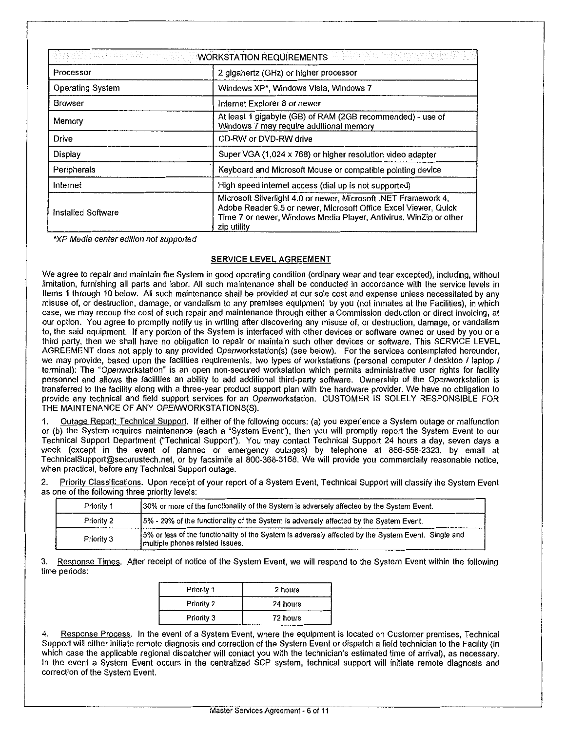| WORKSTATION REQUIREMENTS | |
|---|---|
| Processor | 2 gigahertz (GHz) or higher processor |
| Operating System | Windows XP*, Windows Vista, Windows 7 |
| Browser | Internet Explorer 8 or newer |
| Memory | At least 1 gigabyte (GB) of RAM (2GB recommended) - use of Windows 7 may require additional memory |
| Drive | CD-RW or DVD-RW drive |
| Display | Super VGA (1,024 x 768) or higher resolution video adapter |
| Peripherals | Keyboard and Microsoft Mouse or compatible pointing device |
| Internet | High speed internet access (dial up is not supported) |
| Installed Software | Microsoft Silverlight 4.0 or newer, Microsoft .NET Framework 4, Adobe Reader 9.5 or newer, Microsoft Office Excel Viewer, Quick Time 7 or newer, Windows Media Player, Antivirus, WinZip or other zip utility |

*\*XP Media center edition not supported*

## SERVICE LEVEL AGREEMENT

We agree to repair and maintain the System in good operating condition (ordinary wear and tear excepted), including, without limitation, furnishing all parts and labor. All such maintenance shall be conducted in accordance with the service levels in Items 1 through 10 below. All such maintenance shall be provided at our sole cost and expense unless necessitated by any misuse of, or destruction, damage, or vandalism to any premises equipment by you (not inmates at the Facilities), in which case, we may recoup the cost of such repair and maintenance through either a Commission deduction or direct invoicing, at our option. You agree to promptly notify us in writing after discovering any misuse of, or destruction, damage, or vandalism to, the said equipment. If any portion of the System is interfaced with other devices or software owned or used by you or a third party, then we shall have no obligation to repair or maintain such other devices or software. This SERVICE LEVEL AGREEMENT does not apply to any provided *Open*workstation(s) (see below). For the services contemplated hereunder, we may provide, based upon the facilities requirements, two types of workstations (personal computer / desktop / laptop / terminal): The "*Open*workstation" is an open non-secured workstation which permits administrative user rights for facility personnel and allows the facilities an ability to add additional third-party software. Ownership of the *Open*workstation is transferred to the facility along with a three-year product support plan with the hardware provider. We have no obligation to provide any technical and field support services for an *Open*workstation. CUSTOMER IS SOLELY RESPONSIBLE FOR THE MAINTENANCE OF ANY *OPEN*WORKSTATIONS(S).

1. Outage Report; Technical Support. If either of the following occurs: (a) you experience a System outage or malfunction or (b) the System requires maintenance (each a "System Event"), then you will promptly report the System Event to our Technical Support Department ("Technical Support"). You may contact Technical Support 24 hours a day, seven days a week (except in the event of planned or emergency outages) by telephone at 866-558-2323, by email at TechnicalSupport@securustech.net, or by facsimile at 800-368-3168. We will provide you commercially reasonable notice, when practical, before any Technical Support outage.

2. Priority Classifications. Upon receipt of your report of a System Event, Technical Support will classify the System Event as one of the following three priority levels:

| Priority | Description |
|---|---|
| Priority 1 | 30% or more of the functionality of the System is adversely affected by the System Event. |
| Priority 2 | 5% - 29% of the functionality of the System is adversely affected by the System Event. |
| Priority 3 | 5% or less of the functionality of the System is adversely affected by the System Event. Single and multiple phones related issues. |

3. Response Times. After receipt of notice of the System Event, we will respond to the System Event within the following time periods:

| Priority | Response Time |
|---|---|
| Priority 1 | 2 hours |
| Priority 2 | 24 hours |
| Priority 3 | 72 hours |

4. Response Process. In the event of a System Event, where the equipment is located on Customer premises, Technical Support will either initiate remote diagnosis and correction of the System Event or dispatch a field technician to the Facility (in which case the applicable regional dispatcher will contact you with the technician's estimated time of arrival), as necessary. In the event a System Event occurs in the centralized SCP system, technical support will initiate remote diagnosis and correction of the System Event.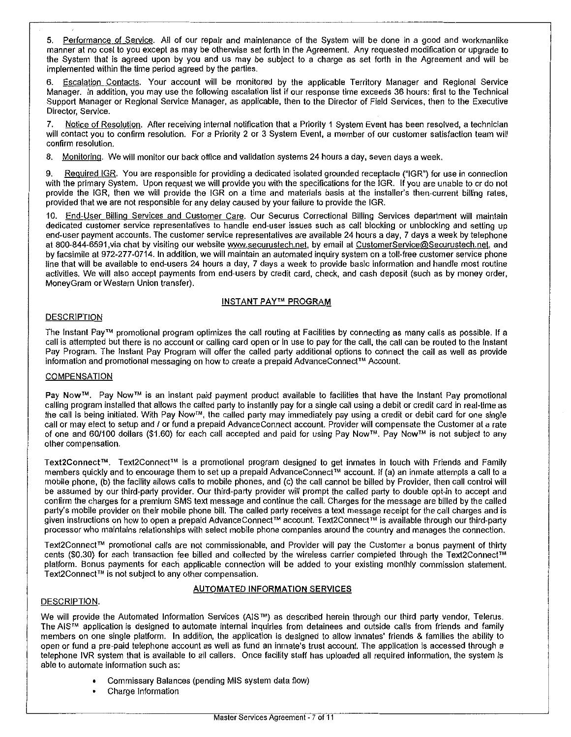5. Performance of Service. All of our repair and maintenance of the System will be done in a good and workmanlike manner at no cost to you except as may be otherwise set forth in the Agreement. Any requested modification or upgrade to the System that is agreed upon by you and us may be subject to a charge as set forth in the Agreement and will be implemented within the time period agreed by the parties.

6. Escalation Contacts. Your account will be monitored by the applicable Territory Manager and Regional Service Manager. In addition, you may use the following escalation list if our response time exceeds 36 hours: first to the Technical Support Manager or Regional Service Manager, as applicable, then to the Director of Field Services, then to the Executive Director, Service.

7. Notice of Resolution. After receiving internal notification that a Priority 1 System Event has been resolved, a technician will contact you to confirm resolution. For a Priority 2 or 3 System Event, a member of our customer satisfaction team will confirm resolution.

8. Monitoring. We will monitor our back office and validation systems 24 hours a day, seven days a week.

9. Required IGR. You are responsible for providing a dedicated isolated grounded receptacle ("IGR") for use in connection with the primary System. Upon request we will provide you with the specifications for the IGR. If you are unable to or do not provide the IGR, then we will provide the IGR on a time and materials basis at the installer's then-current billing rates, provided that we are not responsible for any delay caused by your failure to provide the IGR.

10. End-User Billing Services and Customer Care. Our Securus Correctional Billing Services department will maintain dedicated customer service representatives to handle end-user issues such as call blocking or unblocking and setting up end-user payment accounts. The customer service representatives are available 24 hours a day, 7 days a week by telephone at 800-844-6591,via chat by visiting our website www.securustech.net, by email at CustomerService@Securustech.net, and by facsimile at 972-277-0714. In addition, we will maintain an automated inquiry system on a toll-free customer service phone line that will be available to end-users 24 hours a day, 7 days a week to provide basic information and handle most routine activities. We will also accept payments from end-users by credit card, check, and cash deposit (such as by money order, MoneyGram or Western Union transfer).

## INSTANT PAY™ PROGRAM

### DESCRIPTION

The Instant Pay™ promotional program optimizes the call routing at Facilities by connecting as many calls as possible. If a call is attempted but there is no account or calling card open or in use to pay for the call, the call can be routed to the Instant Pay Program. The Instant Pay Program will offer the called party additional options to connect the call as well as provide information and promotional messaging on how to create a prepaid AdvanceConnect™ Account.

### COMPENSATION

Pay Now™. Pay Now™ is an instant paid payment product available to facilities that have the Instant Pay promotional calling program installed that allows the called party to instantly pay for a single call using a debit or credit card in real-time as the call is being initiated. With Pay Now™, the called party may immediately pay using a credit or debit card for one single call or may elect to setup and / or fund a prepaid AdvanceConnect account. Provider will compensate the Customer at a rate of one and 60/100 dollars ($1.60) for each call accepted and paid for using Pay Now™. Pay Now™ is not subject to any other compensation.

Text2Connect™. Text2Connect™ is a promotional program designed to get inmates in touch with Friends and Family members quickly and to encourage them to set up a prepaid AdvanceConnect™ account. If (a) an inmate attempts a call to a mobile phone, (b) the facility allows calls to mobile phones, and (c) the call cannot be billed by Provider, then call control will be assumed by our third-party provider. Our third-party provider will prompt the called party to double opt-in to accept and confirm the charges for a premium SMS text message and continue the call. Charges for the message are billed by the called party's mobile provider on their mobile phone bill. The called party receives a text message receipt for the call charges and is given instructions on how to open a prepaid AdvanceConnect™ account. Text2Connect™ is available through our third-party processor who maintains relationships with select mobile phone companies around the country and manages the connection.

Text2Connect™ promotional calls are not commissionable, and Provider will pay the Customer a bonus payment of thirty cents ($0.30) for each transaction fee billed and collected by the wireless carrier completed through the Text2Connect™ platform. Bonus payments for each applicable connection will be added to your existing monthly commission statement. Text2Connect™ is not subject to any other compensation.

## AUTOMATED INFORMATION SERVICES

### DESCRIPTION.

We will provide the Automated Information Services (AIS™) as described herein through our third party vendor, Telerus. The AIS™ application is designed to automate internal inquiries from detainees and outside calls from friends and family members on one single platform. In addition, the application is designed to allow inmates' friends & families the ability to open or fund a pre-paid telephone account as well as fund an inmate's trust account. The application is accessed through a telephone IVR system that is available to all callers. Once facility staff has uploaded all required information, the system is able to automate information such as:

- Commissary Balances (pending MIS system data flow)
- Charge Information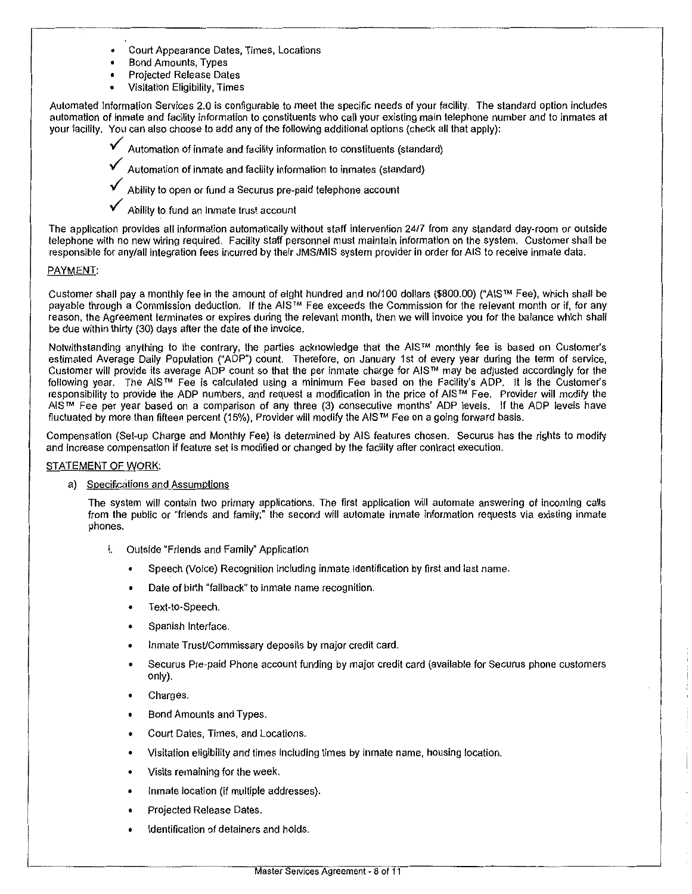- Court Appearance Dates, Times, Locations
- Bond Amounts, Types
- Projected Release Dates
- Visitation Eligibility, Times

Automated Information Services 2.0 is configurable to meet the specific needs of your facility. The standard option includes automation of inmate and facility information to constituents who call your existing main telephone number and to inmates at your facility. You can also choose to add any of the following additional options (check all that apply):

✓ Automation of inmate and facility information to constituents (standard)

✓ Automation of inmate and facility information to inmates (standard)

✓ Ability to open or fund a Securus pre-paid telephone account

✓ Ability to fund an inmate trust account

The application provides all information automatically without staff intervention 24/7 from any standard day-room or outside telephone with no new wiring required. Facility staff personnel must maintain information on the system. Customer shall be responsible for any/all integration fees incurred by their JMS/MIS system provider in order for AIS to receive inmate data.

PAYMENT:

Customer shall pay a monthly fee in the amount of eight hundred and no/100 dollars ($800.00) ("AIS™ Fee), which shall be payable through a Commission deduction. If the AIS™ Fee exceeds the Commission for the relevant month or if, for any reason, the Agreement terminates or expires during the relevant month, then we will invoice you for the balance which shall be due within thirty (30) days after the date of the invoice.

Notwithstanding anything to the contrary, the parties acknowledge that the AIS™ monthly fee is based on Customer's estimated Average Daily Population ("ADP") count. Therefore, on January 1st of every year during the term of service, Customer will provide its average ADP count so that the per inmate charge for AIS™ may be adjusted accordingly for the following year. The AIS™ Fee is calculated using a minimum Fee based on the Facility's ADP. It is the Customer's responsibility to provide the ADP numbers, and request a modification in the price of AIS™ Fee. Provider will modify the AIS™ Fee per year based on a comparison of any three (3) consecutive months' ADP levels. If the ADP levels have fluctuated by more than fifteen percent (15%), Provider will modify the AIS™ Fee on a going forward basis.

Compensation (Set-up Charge and Monthly Fee) is determined by AIS features chosen. Securus has the rights to modify and increase compensation if feature set is modified or changed by the facility after contract execution.

STATEMENT OF WORK:

a) Specifications and Assumptions

The system will contain two primary applications. The first application will automate answering of incoming calls from the public or "friends and family;" the second will automate inmate information requests via existing inmate phones.

i. Outside "Friends and Family" Application

- Speech (Voice) Recognition including inmate identification by first and last name.
- Date of birth "fallback" to inmate name recognition.
- Text-to-Speech.
- Spanish Interface.
- Inmate Trust/Commissary deposits by major credit card.
- Securus Pre-paid Phone account funding by major credit card (available for Securus phone customers only).
- Charges.
- Bond Amounts and Types.
- Court Dates, Times, and Locations.
- Visitation eligibility and times including times by inmate name, housing location.
- Visits remaining for the week.
- Inmate location (if multiple addresses).
- Projected Release Dates.
- Identification of detainers and holds.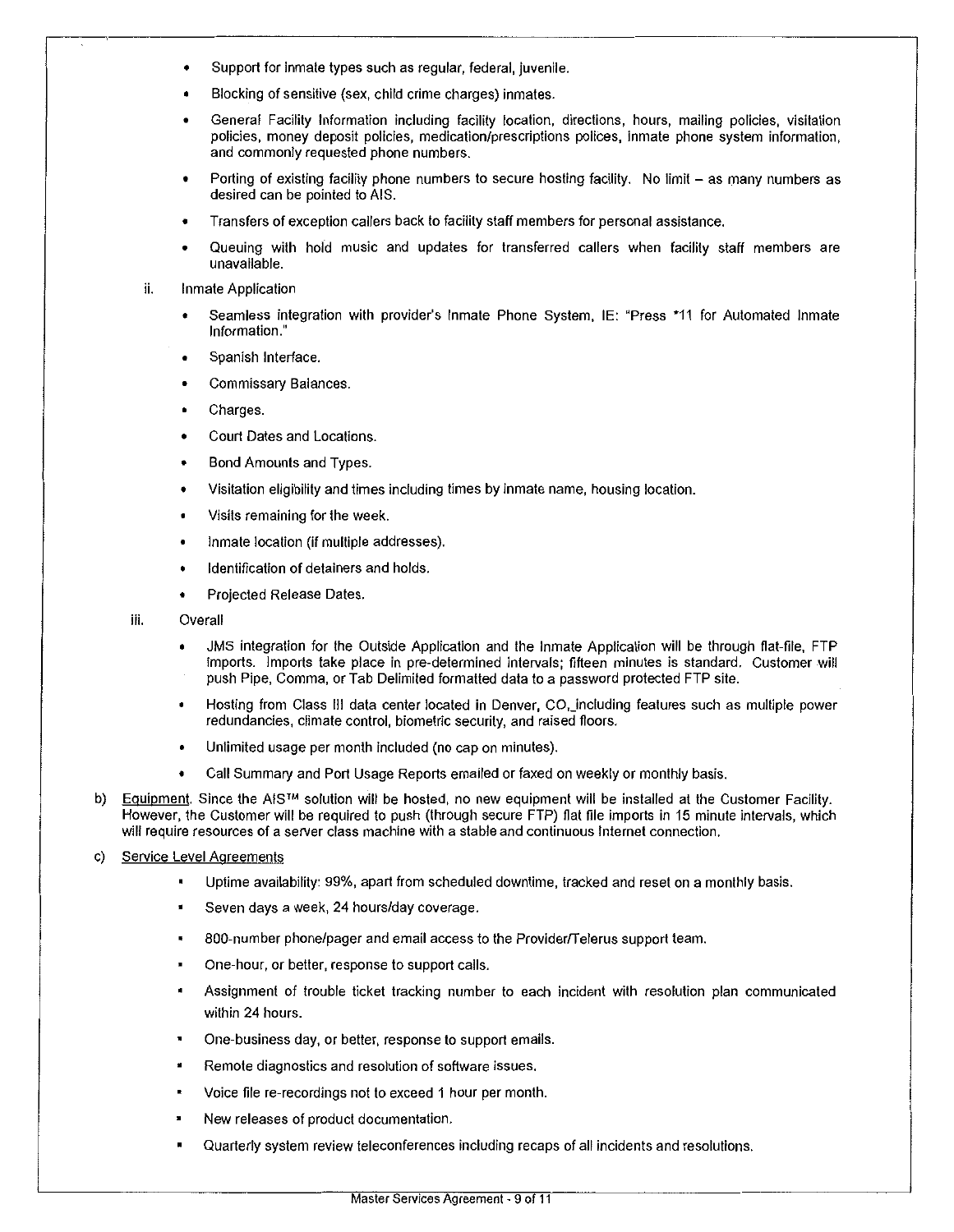- Support for inmate types such as regular, federal, juvenile.
- Blocking of sensitive (sex, child crime charges) inmates.
- General Facility Information including facility location, directions, hours, mailing policies, visitation policies, money deposit policies, medication/prescriptions polices, inmate phone system information, and commonly requested phone numbers.
- Porting of existing facility phone numbers to secure hosting facility. No limit – as many numbers as desired can be pointed to AIS.
- Transfers of exception callers back to facility staff members for personal assistance.
- Queuing with hold music and updates for transferred callers when facility staff members are unavailable.

ii. Inmate Application

- Seamless integration with provider's Inmate Phone System, IE: "Press *11 for Automated Inmate Information."
- Spanish Interface.
- Commissary Balances.
- Charges.
- Court Dates and Locations.
- Bond Amounts and Types.
- Visitation eligibility and times including times by inmate name, housing location.
- Visits remaining for the week.
- Inmate location (if multiple addresses).
- Identification of detainers and holds.
- Projected Release Dates.

iii. Overall

- JMS integration for the Outside Application and the Inmate Application will be through flat-file, FTP imports. Imports take place in pre-determined intervals; fifteen minutes is standard. Customer will push Pipe, Comma, or Tab Delimited formatted data to a password protected FTP site.
- Hosting from Class III data center located in Denver, CO, including features such as multiple power redundancies, climate control, biometric security, and raised floors.
- Unlimited usage per month included (no cap on minutes).
- Call Summary and Port Usage Reports emailed or faxed on weekly or monthly basis.

b) Equipment. Since the AIS™ solution will be hosted, no new equipment will be installed at the Customer Facility. However, the Customer will be required to push (through secure FTP) flat file imports in 15 minute intervals, which will require resources of a server class machine with a stable and continuous Internet connection.

c) Service Level Agreements

- Uptime availability: 99%, apart from scheduled downtime, tracked and reset on a monthly basis.
- Seven days a week, 24 hours/day coverage.
- 800-number phone/pager and email access to the Provider/Telerus support team.
- One-hour, or better, response to support calls.
- Assignment of trouble ticket tracking number to each incident with resolution plan communicated within 24 hours.
- One-business day, or better, response to support emails.
- Remote diagnostics and resolution of software issues.
- Voice file re-recordings not to exceed 1 hour per month.
- New releases of product documentation.
- Quarterly system review teleconferences including recaps of all incidents and resolutions.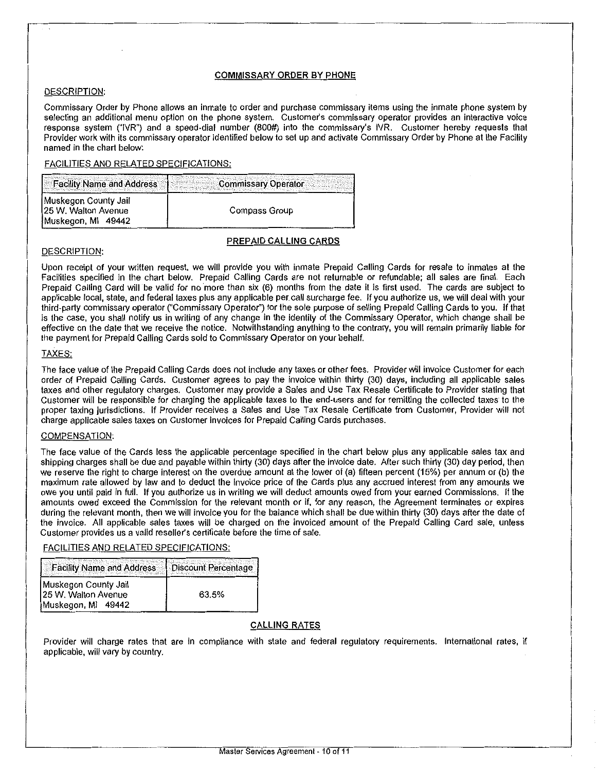## COMMISSARY ORDER BY PHONE

DESCRIPTION:

Commissary Order by Phone allows an inmate to order and purchase commissary items using the inmate phone system by selecting an additional menu option on the phone system. Customer's commissary operator provides an interactive voice response system ("IVR") and a speed-dial number (800#) into the commissary's IVR. Customer hereby requests that Provider work with its commissary operator identified below to set up and activate Commissary Order by Phone at the Facility named in the chart below:

FACILITIES AND RELATED SPECIFICATIONS:

| Facility Name and Address | Commissary Operator |
|---|---|
| Muskegon County Jail<br>25 W. Walton Avenue<br>Muskegon, MI 49442 | Compass Group |

## PREPAID CALLING CARDS

DESCRIPTION:

Upon receipt of your written request, we will provide you with inmate Prepaid Calling Cards for resale to inmates at the Facilities specified in the chart below. Prepaid Calling Cards are not returnable or refundable; all sales are final. Each Prepaid Calling Card will be valid for no more than six (6) months from the date it is first used. The cards are subject to applicable local, state, and federal taxes plus any applicable per call surcharge fee. If you authorize us, we will deal with your third-party commissary operator ("Commissary Operator") for the sole purpose of selling Prepaid Calling Cards to you. If that is the case, you shall notify us in writing of any change in the identity of the Commissary Operator, which change shall be effective on the date that we receive the notice. Notwithstanding anything to the contrary, you will remain primarily liable for the payment for Prepaid Calling Cards sold to Commissary Operator on your behalf.

TAXES:

The face value of the Prepaid Calling Cards does not include any taxes or other fees. Provider will invoice Customer for each order of Prepaid Calling Cards. Customer agrees to pay the invoice within thirty (30) days, including all applicable sales taxes and other regulatory charges. Customer may provide a Sales and Use Tax Resale Certificate to Provider stating that Customer will be responsible for charging the applicable taxes to the end-users and for remitting the collected taxes to the proper taxing jurisdictions. If Provider receives a Sales and Use Tax Resale Certificate from Customer, Provider will not charge applicable sales taxes on Customer invoices for Prepaid Calling Cards purchases.

COMPENSATION:

The face value of the Cards less the applicable percentage specified in the chart below plus any applicable sales tax and shipping charges shall be due and payable within thirty (30) days after the invoice date. After such thirty (30) day period, then we reserve the right to charge interest on the overdue amount at the lower of (a) fifteen percent (15%) per annum or (b) the maximum rate allowed by law and to deduct the invoice price of the Cards plus any accrued interest from any amounts we owe you until paid in full. If you authorize us in writing we will deduct amounts owed from your earned Commissions. If the amounts owed exceed the Commission for the relevant month or if, for any reason, the Agreement terminates or expires during the relevant month, then we will invoice you for the balance which shall be due within thirty (30) days after the date of the invoice. All applicable sales taxes will be charged on the invoiced amount of the Prepaid Calling Card sale, unless Customer provides us a valid reseller's certificate before the time of sale.

FACILITIES AND RELATED SPECIFICATIONS:

| Facility Name and Address | Discount Percentage |
|---|---|
| Muskegon County Jail<br>25 W. Walton Avenue<br>Muskegon, MI 49442 | 63.5% |

## CALLING RATES

Provider will charge rates that are in compliance with state and federal regulatory requirements. International rates, if applicable, will vary by country.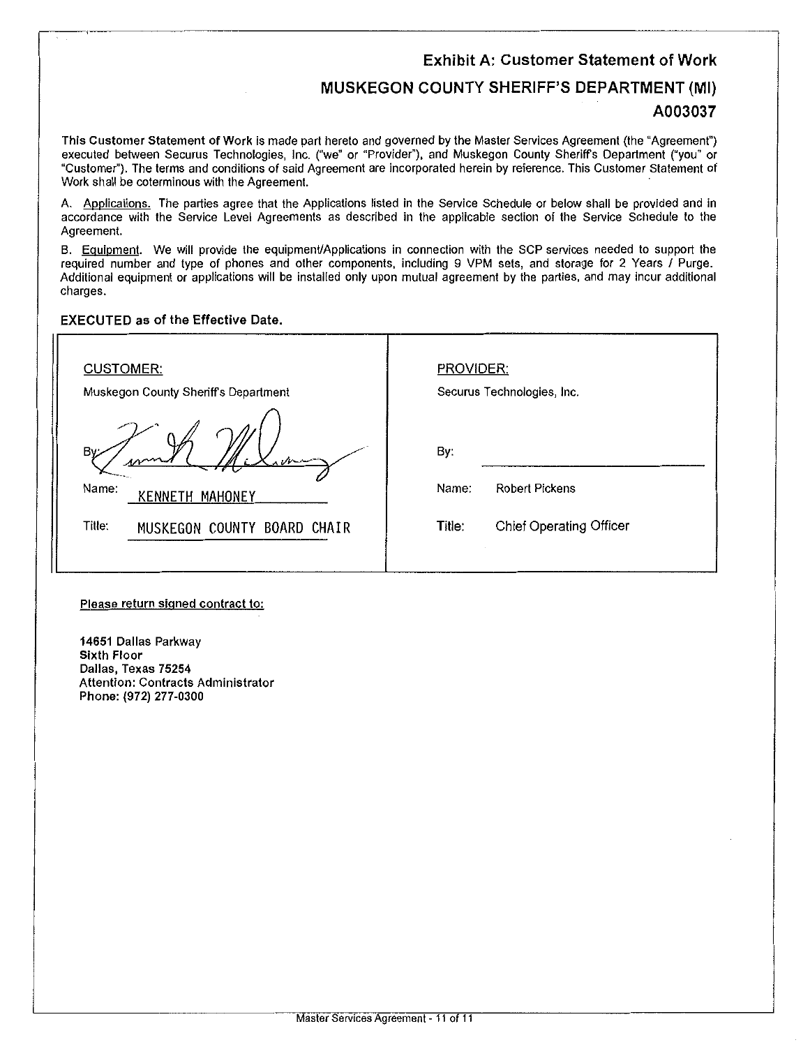## Exhibit A: Customer Statement of Work

## MUSKEGON COUNTY SHERIFF'S DEPARTMENT (MI)

## A003037

**This Customer Statement of Work** is made part hereto and governed by the Master Services Agreement (the "Agreement") executed between Securus Technologies, Inc. ("we" or "Provider"), and Muskegon County Sheriff's Department ("you" or "Customer"). The terms and conditions of said Agreement are incorporated herein by reference. This Customer Statement of Work shall be coterminous with the Agreement.

A. Applications. The parties agree that the Applications listed in the Service Schedule or below shall be provided and in accordance with the Service Level Agreements as described in the applicable section of the Service Schedule to the Agreement.

B. Equipment. We will provide the equipment/Applications in connection with the SCP services needed to support the required number and type of phones and other components, including 9 VPM sets, and storage for 2 Years / Purge. Additional equipment or applications will be installed only upon mutual agreement by the parties, and may incur additional charges.

**EXECUTED as of the Effective Date.**

| | |
|---|---|
| CUSTOMER: | PROVIDER: |
| Muskegon County Sheriff's Department | Securus Technologies, Inc. |
| By: [signature] | By: |
| Name: KENNETH MAHONEY | Name: Robert Pickens |
| Title: MUSKEGON COUNTY BOARD CHAIR | Title: Chief Operating Officer |

**Please return signed contract to:**

**14651 Dallas Parkway**
**Sixth Floor**
**Dallas, Texas 75254**
**Attention: Contracts Administrator**
**Phone: (972) 277-0300**